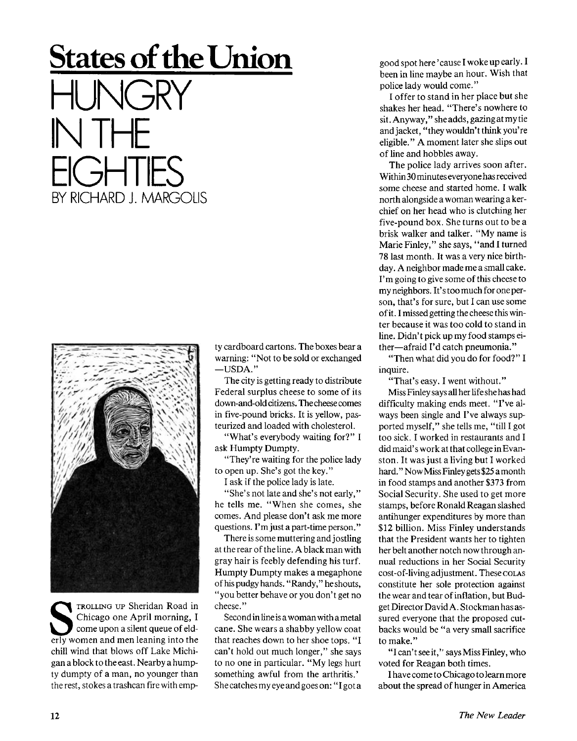# States of the Union

## HUNGRY IN THE EIGHTIES

### BY RICHARD J. MARGOLIS

STROLLING UP Sheridan Road in Chicago one April morning, I come upon a silent queue of elderly women and men leaning into the chill wind that blows off Lake Michigan a block to the east. Nearby a humpty dumpty of a man, no younger than the rest, stokes a trashcan fire with empty cardboard cartons. The boxes bear a warning: "Not to be sold or exchanged —USDA."

The city is getting ready to distribute Federal surplus cheese to some of its down-and-old citizens. The cheese comes in five-pound bricks. It is yellow, pasteurized and loaded with cholesterol.

"What's everybody waiting for?" I ask Humpty Dumpty.

"They're waiting for the police lady to open up. She's got the key."

I ask if the police lady is late.

"She's not late and she's not early," he tells me. "When she comes, she comes. And please don't ask me more questions. I'm just a part-time person."

There is some muttering and jostling at the rear of the line. A black man with gray hair is feebly defending his turf. Humpty Dumpty makes a megaphone of his pudgy hands. "Randy," he shouts, "you better behave or you don't get no cheese."

Second in line is a woman with a metal cane. She wears a shabby yellow coat that reaches down to her shoe tops. "I can't hold out much longer," she says to no one in particular. "My legs hurt something awful from the arthritis.' She catches my eye and goes on: "I got a good spot here 'cause I woke up early. I been in line maybe an hour. Wish that police lady would come."

I offer to stand in her place but she shakes her head. "There's nowhere to sit. Anyway," she adds, gazing at my tie and jacket, "they wouldn't think you're eligible." A moment later she slips out of line and hobbles away.

The police lady arrives soon after. Within 30 minutes everyone has received some cheese and started home. I walk north alongside a woman wearing a kerchief on her head who is clutching her five-pound box. She turns out to be a brisk walker and talker. "My name is Marie Finley," she says, "and I turned 78 last month. It was a very nice birthday. A neighbor made me a small cake. I'm going to give some of this cheese to my neighbors. It's too much for one person, that's for sure, but I can use some of it. I missed getting the cheese this winter because it was too cold to stand in line. Didn't pick up my food stamps either—afraid I'd catch pneumonia."

"Then what did you do for food?" I inquire.

"That's easy. I went without."

Miss Finley says all her life she has had difficulty making ends meet. "I've always been single and I've always supported myself," she tells me, "till I got too sick. I worked in restaurants and I did maid's work at that college in Evanston. It was just a living but I worked hard." Now Miss Finley gets $25 a month in food stamps and another $373 from Social Security. She used to get more stamps, before Ronald Reagan slashed antihunger expenditures by more than $12 billion. Miss Finley understands that the President wants her to tighten her belt another notch now through annual reductions in her Social Security cost-of-living adjustment. These COLAS constitute her sole protection against the wear and tear of inflation, but Budget Director David A. Stockman has assured everyone that the proposed cutbacks would be "a very small sacrifice to make."

"I can't see it," says Miss Finley, who voted for Reagan both times.

I have come to Chicago to learn more about the spread of hunger in America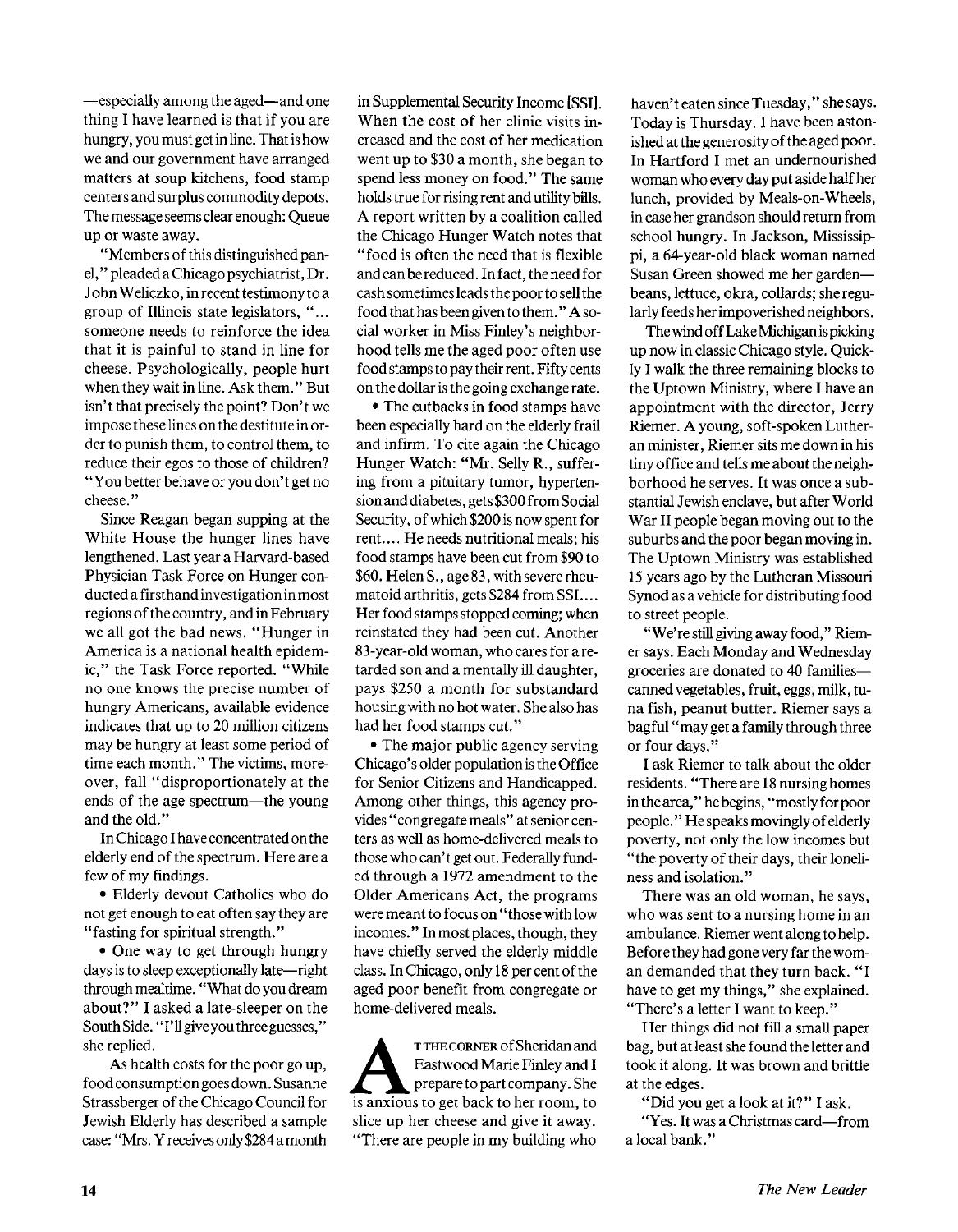—especially among the aged—and one thing I have learned is that if you are hungry, you must get in line. That is how we and our government have arranged matters at soup kitchens, food stamp centers and surplus commodity depots. The message seems clear enough: Queue up or waste away.

"Members of this distinguished panel," pleaded a Chicago psychiatrist, Dr. John Weliczko, in recent testimony to a group of Illinois state legislators, "... someone needs to reinforce the idea that it is painful to stand in line for cheese. Psychologically, people hurt when they wait in line. Ask them." But isn't that precisely the point? Don't we impose these lines on the destitute in order to punish them, to control them, to reduce their egos to those of children? "You better behave or you don't get no cheese."

Since Reagan began supping at the White House the hunger lines have lengthened. Last year a Harvard-based Physician Task Force on Hunger conducted a firsthand investigation in most regions of the country, and in February we all got the bad news. "Hunger in America is a national health epidemic," the Task Force reported. "While no one knows the precise number of hungry Americans, available evidence indicates that up to 20 million citizens may be hungry at least some period of time each month." The victims, moreover, fall "disproportionately at the ends of the age spectrum—the young and the old."

In Chicago I have concentrated on the elderly end of the spectrum. Here are a few of my findings.

- Elderly devout Catholics who do not get enough to eat often say they are "fasting for spiritual strength."

- One way to get through hungry days is to sleep exceptionally late—right through mealtime. "What do you dream about?" I asked a late-sleeper on the South Side. "I'll give you three guesses," she replied.

As health costs for the poor go up, food consumption goes down. Susanne Strassberger of the Chicago Council for Jewish Elderly has described a sample case: "Mrs. Y receives only $284 a month in Supplemental Security Income [SSI]. When the cost of her clinic visits increased and the cost of her medication went up to $30 a month, she began to spend less money on food." The same holds true for rising rent and utility bills. A report written by a coalition called the Chicago Hunger Watch notes that "food is often the need that is flexible and can be reduced. In fact, the need for cash sometimes leads the poor to sell the food that has been given to them." A social worker in Miss Finley's neighborhood tells me the aged poor often use food stamps to pay their rent. Fifty cents on the dollar is the going exchange rate.

- The cutbacks in food stamps have been especially hard on the elderly frail and infirm. To cite again the Chicago Hunger Watch: "Mr. Selly R., suffering from a pituitary tumor, hypertension and diabetes, gets $300 from Social Security, of which $200 is now spent for rent.... He needs nutritional meals; his food stamps have been cut from $90 to $60. Helen S., age 83, with severe rheumatoid arthritis, gets $284 from SSI.... Her food stamps stopped coming; when reinstated they had been cut. Another 83-year-old woman, who cares for a retarded son and a mentally ill daughter, pays $250 a month for substandard housing with no hot water. She also has had her food stamps cut."

- The major public agency serving Chicago's older population is the Office for Senior Citizens and Handicapped. Among other things, this agency provides "congregate meals" at senior centers as well as home-delivered meals to those who can't get out. Federally funded through a 1972 amendment to the Older Americans Act, the programs were meant to focus on "those with low incomes." In most places, though, they have chiefly served the elderly middle class. In Chicago, only 18 per cent of the aged poor benefit from congregate or home-delivered meals.

At the corner of Sheridan and Eastwood Marie Finley and I prepare to part company. She is anxious to get back to her room, to slice up her cheese and give it away. "There are people in my building who haven't eaten since Tuesday," she says. Today is Thursday. I have been astonished at the generosity of the aged poor. In Hartford I met an undernourished woman who every day put aside half her lunch, provided by Meals-on-Wheels, in case her grandson should return from school hungry. In Jackson, Mississippi, a 64-year-old black woman named Susan Green showed me her garden—beans, lettuce, okra, collards; she regularly feeds her impoverished neighbors.

The wind off Lake Michigan is picking up now in classic Chicago style. Quickly I walk the three remaining blocks to the Uptown Ministry, where I have an appointment with the director, Jerry Riemer. A young, soft-spoken Lutheran minister, Riemer sits me down in his tiny office and tells me about the neighborhood he serves. It was once a substantial Jewish enclave, but after World War II people began moving out to the suburbs and the poor began moving in. The Uptown Ministry was established 15 years ago by the Lutheran Missouri Synod as a vehicle for distributing food to street people.

"We're still giving away food," Riemer says. Each Monday and Wednesday groceries are donated to 40 families—canned vegetables, fruit, eggs, milk, tuna fish, peanut butter. Riemer says a bagful "may get a family through three or four days."

I ask Riemer to talk about the older residents. "There are 18 nursing homes in the area," he begins, "mostly for poor people." He speaks movingly of elderly poverty, not only the low incomes but "the poverty of their days, their loneliness and isolation."

There was an old woman, he says, who was sent to a nursing home in an ambulance. Riemer went along to help. Before they had gone very far the woman demanded that they turn back. "I have to get my things," she explained. "There's a letter I want to keep."

Her things did not fill a small paper bag, but at least she found the letter and took it along. It was brown and brittle at the edges.

"Did you get a look at it?" I ask.

"Yes. It was a Christmas card—from a local bank."